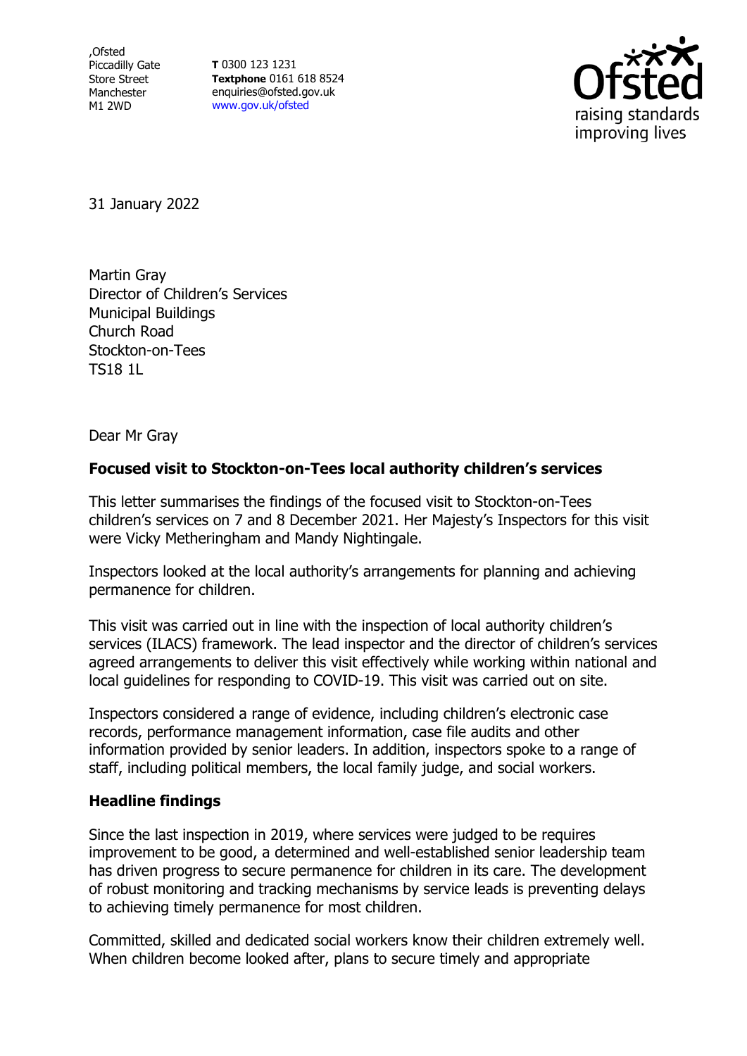,Ofsted
Piccadilly Gate
Store Street
Manchester
M1 2WD

**T** 0300 123 1231
**Textphone** 0161 618 8524
enquiries@ofsted.gov.uk
www.gov.uk/ofsted

31 January 2022

Martin Gray
Director of Children's Services
Municipal Buildings
Church Road
Stockton-on-Tees
TS18 1L

Dear Mr Gray

**Focused visit to Stockton-on-Tees local authority children's services**

This letter summarises the findings of the focused visit to Stockton-on-Tees children's services on 7 and 8 December 2021. Her Majesty's Inspectors for this visit were Vicky Metheringham and Mandy Nightingale.

Inspectors looked at the local authority's arrangements for planning and achieving permanence for children.

This visit was carried out in line with the inspection of local authority children's services (ILACS) framework. The lead inspector and the director of children's services agreed arrangements to deliver this visit effectively while working within national and local guidelines for responding to COVID-19. This visit was carried out on site.

Inspectors considered a range of evidence, including children's electronic case records, performance management information, case file audits and other information provided by senior leaders. In addition, inspectors spoke to a range of staff, including political members, the local family judge, and social workers.

## Headline findings

Since the last inspection in 2019, where services were judged to be requires improvement to be good, a determined and well-established senior leadership team has driven progress to secure permanence for children in its care. The development of robust monitoring and tracking mechanisms by service leads is preventing delays to achieving timely permanence for most children.

Committed, skilled and dedicated social workers know their children extremely well. When children become looked after, plans to secure timely and appropriate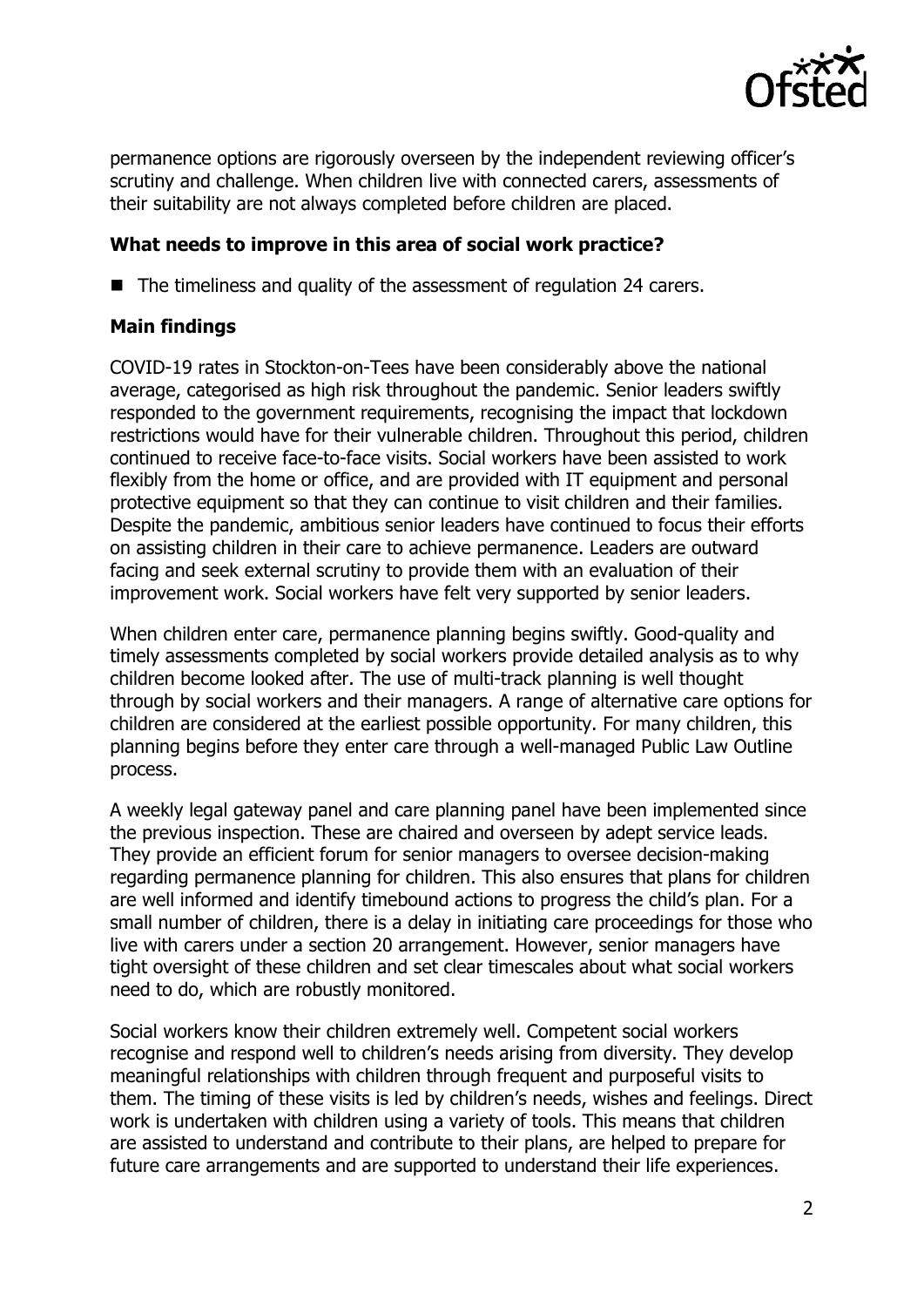permanence options are rigorously overseen by the independent reviewing officer's scrutiny and challenge. When children live with connected carers, assessments of their suitability are not always completed before children are placed.

### What needs to improve in this area of social work practice?

- The timeliness and quality of the assessment of regulation 24 carers.

### Main findings

COVID-19 rates in Stockton-on-Tees have been considerably above the national average, categorised as high risk throughout the pandemic. Senior leaders swiftly responded to the government requirements, recognising the impact that lockdown restrictions would have for their vulnerable children. Throughout this period, children continued to receive face-to-face visits. Social workers have been assisted to work flexibly from the home or office, and are provided with IT equipment and personal protective equipment so that they can continue to visit children and their families. Despite the pandemic, ambitious senior leaders have continued to focus their efforts on assisting children in their care to achieve permanence. Leaders are outward facing and seek external scrutiny to provide them with an evaluation of their improvement work. Social workers have felt very supported by senior leaders.

When children enter care, permanence planning begins swiftly. Good-quality and timely assessments completed by social workers provide detailed analysis as to why children become looked after. The use of multi-track planning is well thought through by social workers and their managers. A range of alternative care options for children are considered at the earliest possible opportunity. For many children, this planning begins before they enter care through a well-managed Public Law Outline process.

A weekly legal gateway panel and care planning panel have been implemented since the previous inspection. These are chaired and overseen by adept service leads. They provide an efficient forum for senior managers to oversee decision-making regarding permanence planning for children. This also ensures that plans for children are well informed and identify timebound actions to progress the child's plan. For a small number of children, there is a delay in initiating care proceedings for those who live with carers under a section 20 arrangement. However, senior managers have tight oversight of these children and set clear timescales about what social workers need to do, which are robustly monitored.

Social workers know their children extremely well. Competent social workers recognise and respond well to children's needs arising from diversity. They develop meaningful relationships with children through frequent and purposeful visits to them. The timing of these visits is led by children's needs, wishes and feelings. Direct work is undertaken with children using a variety of tools. This means that children are assisted to understand and contribute to their plans, are helped to prepare for future care arrangements and are supported to understand their life experiences.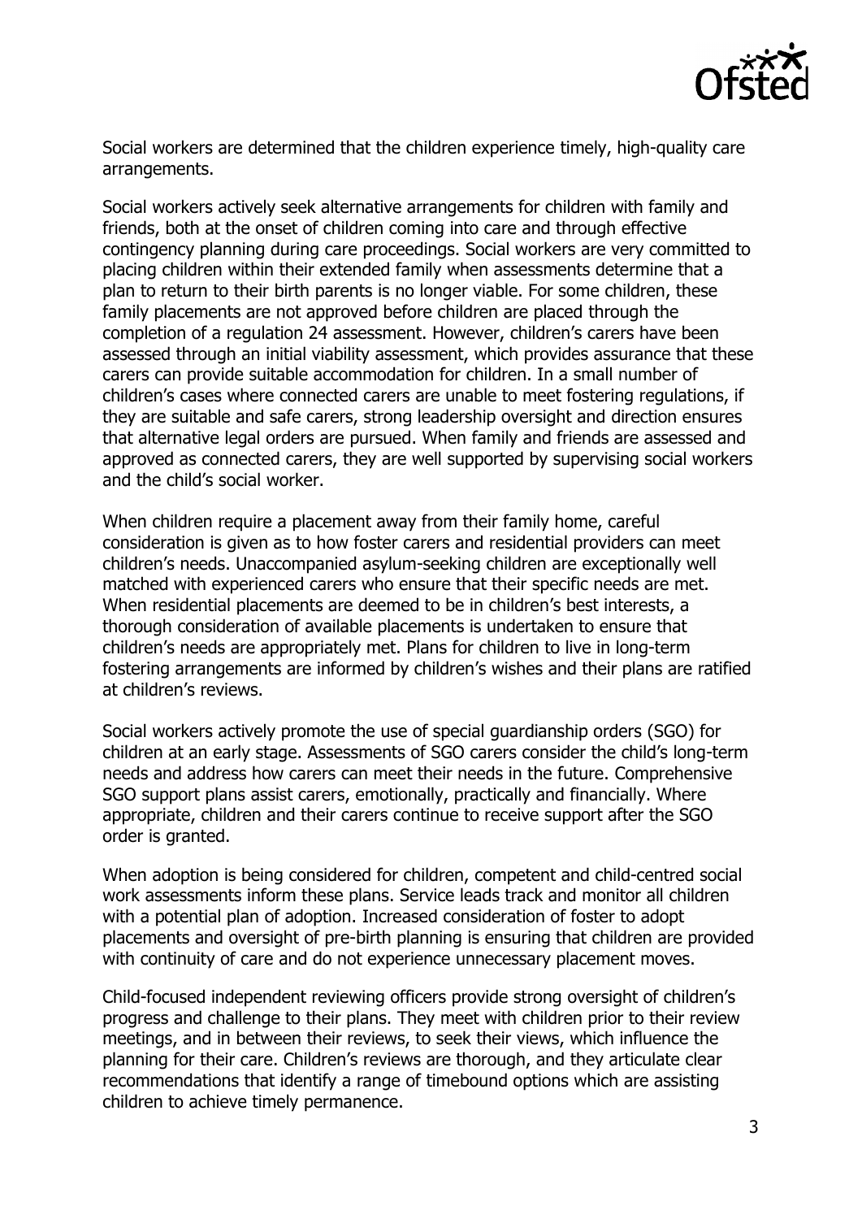Social workers are determined that the children experience timely, high-quality care arrangements.

Social workers actively seek alternative arrangements for children with family and friends, both at the onset of children coming into care and through effective contingency planning during care proceedings. Social workers are very committed to placing children within their extended family when assessments determine that a plan to return to their birth parents is no longer viable. For some children, these family placements are not approved before children are placed through the completion of a regulation 24 assessment. However, children's carers have been assessed through an initial viability assessment, which provides assurance that these carers can provide suitable accommodation for children. In a small number of children's cases where connected carers are unable to meet fostering regulations, if they are suitable and safe carers, strong leadership oversight and direction ensures that alternative legal orders are pursued. When family and friends are assessed and approved as connected carers, they are well supported by supervising social workers and the child's social worker.

When children require a placement away from their family home, careful consideration is given as to how foster carers and residential providers can meet children's needs. Unaccompanied asylum-seeking children are exceptionally well matched with experienced carers who ensure that their specific needs are met. When residential placements are deemed to be in children's best interests, a thorough consideration of available placements is undertaken to ensure that children's needs are appropriately met. Plans for children to live in long-term fostering arrangements are informed by children's wishes and their plans are ratified at children's reviews.

Social workers actively promote the use of special guardianship orders (SGO) for children at an early stage. Assessments of SGO carers consider the child's long-term needs and address how carers can meet their needs in the future. Comprehensive SGO support plans assist carers, emotionally, practically and financially. Where appropriate, children and their carers continue to receive support after the SGO order is granted.

When adoption is being considered for children, competent and child-centred social work assessments inform these plans. Service leads track and monitor all children with a potential plan of adoption. Increased consideration of foster to adopt placements and oversight of pre-birth planning is ensuring that children are provided with continuity of care and do not experience unnecessary placement moves.

Child-focused independent reviewing officers provide strong oversight of children's progress and challenge to their plans. They meet with children prior to their review meetings, and in between their reviews, to seek their views, which influence the planning for their care. Children's reviews are thorough, and they articulate clear recommendations that identify a range of timebound options which are assisting children to achieve timely permanence.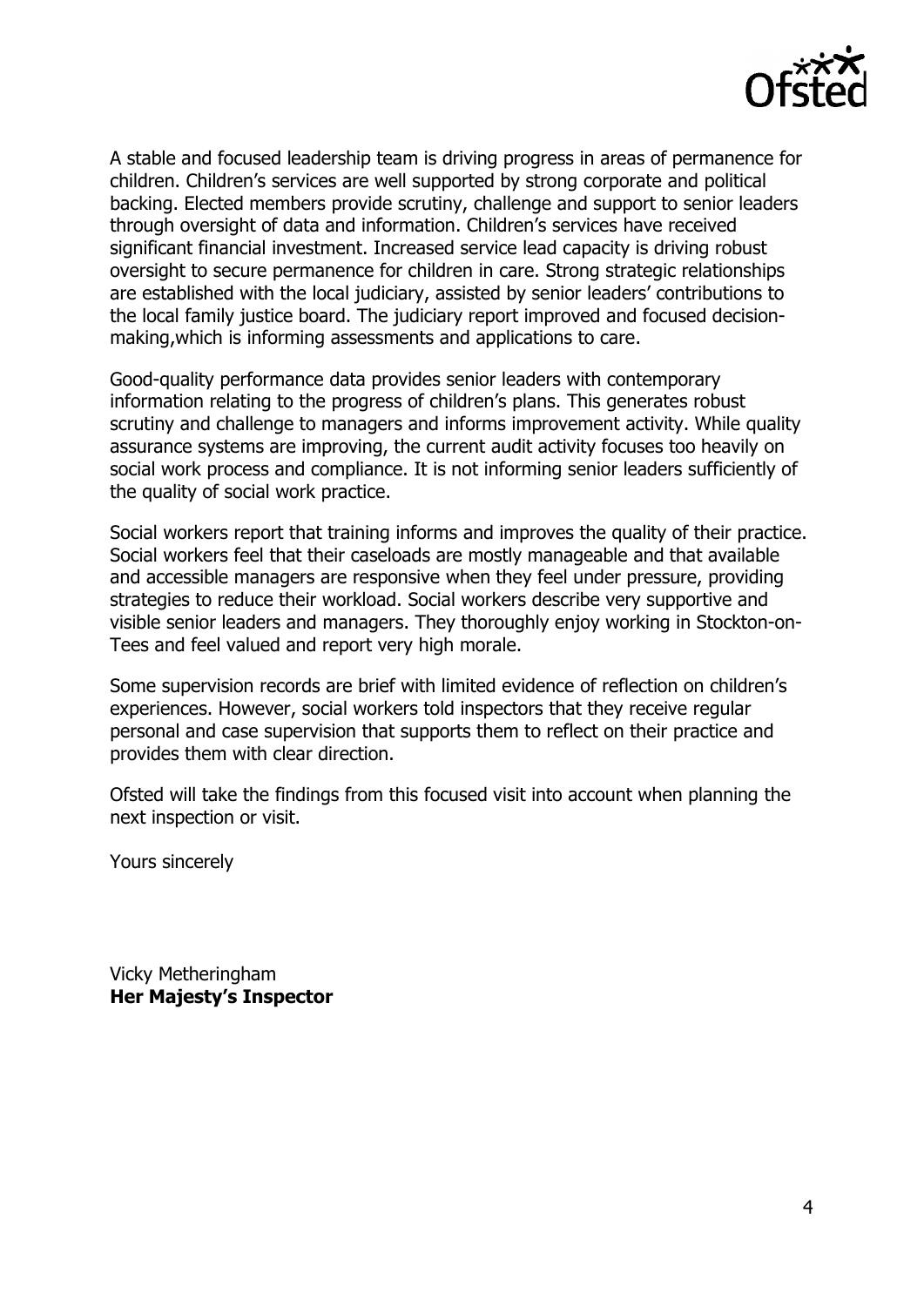A stable and focused leadership team is driving progress in areas of permanence for children. Children's services are well supported by strong corporate and political backing. Elected members provide scrutiny, challenge and support to senior leaders through oversight of data and information. Children's services have received significant financial investment. Increased service lead capacity is driving robust oversight to secure permanence for children in care. Strong strategic relationships are established with the local judiciary, assisted by senior leaders' contributions to the local family justice board. The judiciary report improved and focused decision-making,which is informing assessments and applications to care.

Good-quality performance data provides senior leaders with contemporary information relating to the progress of children's plans. This generates robust scrutiny and challenge to managers and informs improvement activity. While quality assurance systems are improving, the current audit activity focuses too heavily on social work process and compliance. It is not informing senior leaders sufficiently of the quality of social work practice.

Social workers report that training informs and improves the quality of their practice. Social workers feel that their caseloads are mostly manageable and that available and accessible managers are responsive when they feel under pressure, providing strategies to reduce their workload. Social workers describe very supportive and visible senior leaders and managers. They thoroughly enjoy working in Stockton-on-Tees and feel valued and report very high morale.

Some supervision records are brief with limited evidence of reflection on children's experiences. However, social workers told inspectors that they receive regular personal and case supervision that supports them to reflect on their practice and provides them with clear direction.

Ofsted will take the findings from this focused visit into account when planning the next inspection or visit.

Yours sincerely

Vicky Metheringham
**Her Majesty's Inspector**